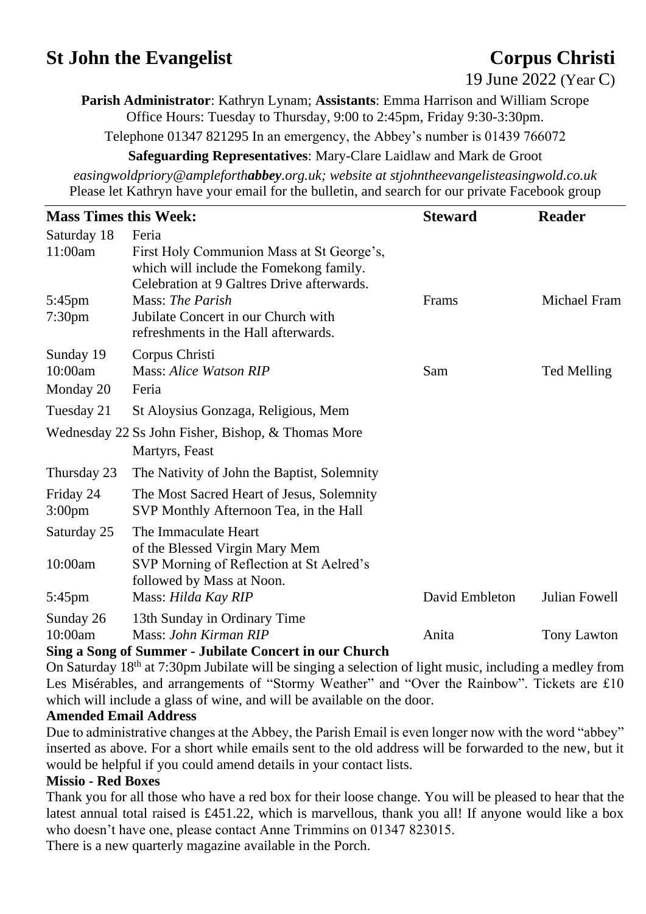# St John the Evangelist

## Corpus Christi

19 June 2022 (Year C)

**Parish Administrator**: Kathryn Lynam; **Assistants**: Emma Harrison and William Scrope
Office Hours: Tuesday to Thursday, 9:00 to 2:45pm, Friday 9:30-3:30pm.

Telephone 01347 821295 In an emergency, the Abbey's number is 01439 766072

**Safeguarding Representatives**: Mary-Clare Laidlaw and Mark de Groot

*easingwoldpriory@ampleforth**abbey**.org.uk; website at stjohntheevangelisteasingwold.co.uk*
Please let Kathryn have your email for the bulletin, and search for our private Facebook group

| **Mass Times this Week:** | | **Steward** | **Reader** |
|---|---|---|---|
| Saturday 18 | Feria | | |
| 11:00am | First Holy Communion Mass at St George's, which will include the Fomekong family. Celebration at 9 Galtres Drive afterwards. | | |
| 5:45pm | Mass: *The Parish* | Frams | Michael Fram |
| 7:30pm | Jubilate Concert in our Church with refreshments in the Hall afterwards. | | |
| Sunday 19 | Corpus Christi | | |
| 10:00am | Mass: *Alice Watson RIP* | Sam | Ted Melling |
| Monday 20 | Feria | | |
| Tuesday 21 | St Aloysius Gonzaga, Religious, Mem | | |
| Wednesday 22 | Ss John Fisher, Bishop, & Thomas More Martyrs, Feast | | |
| Thursday 23 | The Nativity of John the Baptist, Solemnity | | |
| Friday 24 | The Most Sacred Heart of Jesus, Solemnity | | |
| 3:00pm | SVP Monthly Afternoon Tea, in the Hall | | |
| Saturday 25 | The Immaculate Heart of the Blessed Virgin Mary Mem | | |
| 10:00am | SVP Morning of Reflection at St Aelred's followed by Mass at Noon. | | |
| 5:45pm | Mass: *Hilda Kay RIP* | David Embleton | Julian Fowell |
| Sunday 26 | 13th Sunday in Ordinary Time | | |
| 10:00am | Mass: *John Kirman RIP* | Anita | Tony Lawton |

### Sing a Song of Summer - Jubilate Concert in our Church

On Saturday 18th at 7:30pm Jubilate will be singing a selection of light music, including a medley from Les Misérables, and arrangements of "Stormy Weather" and "Over the Rainbow". Tickets are £10 which will include a glass of wine, and will be available on the door.

### Amended Email Address

Due to administrative changes at the Abbey, the Parish Email is even longer now with the word "abbey" inserted as above. For a short while emails sent to the old address will be forwarded to the new, but it would be helpful if you could amend details in your contact lists.

### Missio - Red Boxes

Thank you for all those who have a red box for their loose change. You will be pleased to hear that the latest annual total raised is £451.22, which is marvellous, thank you all! If anyone would like a box who doesn't have one, please contact Anne Trimmins on 01347 823015.

There is a new quarterly magazine available in the Porch.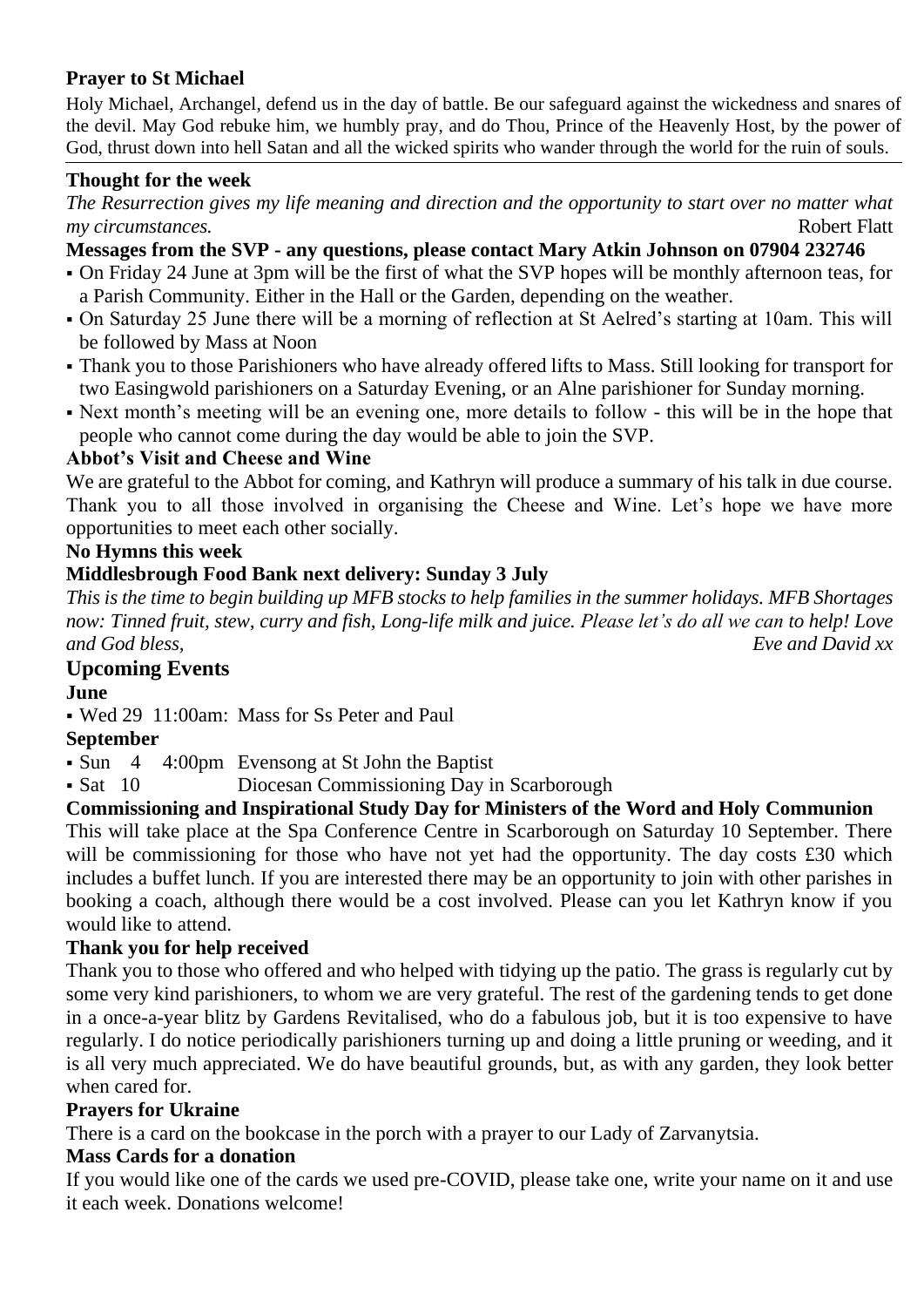**Prayer to St Michael**

Holy Michael, Archangel, defend us in the day of battle. Be our safeguard against the wickedness and snares of the devil. May God rebuke him, we humbly pray, and do Thou, Prince of the Heavenly Host, by the power of God, thrust down into hell Satan and all the wicked spirits who wander through the world for the ruin of souls.

---

**Thought for the week**

*The Resurrection gives my life meaning and direction and the opportunity to start over no matter what my circumstances.* Robert Flatt

**Messages from the SVP - any questions, please contact Mary Atkin Johnson on 07904 232746**

- On Friday 24 June at 3pm will be the first of what the SVP hopes will be monthly afternoon teas, for a Parish Community. Either in the Hall or the Garden, depending on the weather.
- On Saturday 25 June there will be a morning of reflection at St Aelred's starting at 10am. This will be followed by Mass at Noon
- Thank you to those Parishioners who have already offered lifts to Mass. Still looking for transport for two Easingwold parishioners on a Saturday Evening, or an Alne parishioner for Sunday morning.
- Next month's meeting will be an evening one, more details to follow - this will be in the hope that people who cannot come during the day would be able to join the SVP.

**Abbot's Visit and Cheese and Wine**

We are grateful to the Abbot for coming, and Kathryn will produce a summary of his talk in due course. Thank you to all those involved in organising the Cheese and Wine. Let's hope we have more opportunities to meet each other socially.

**No Hymns this week**

**Middlesbrough Food Bank next delivery: Sunday 3 July**

*This is the time to begin building up MFB stocks to help families in the summer holidays. MFB Shortages now: Tinned fruit, stew, curry and fish, Long-life milk and juice. Please let's do all we can to help! Love and God bless, Eve and David xx*

## Upcoming Events

**June**

- Wed 29 11:00am: Mass for Ss Peter and Paul

**September**

- Sun 4 4:00pm Evensong at St John the Baptist
- Sat 10 Diocesan Commissioning Day in Scarborough

**Commissioning and Inspirational Study Day for Ministers of the Word and Holy Communion**

This will take place at the Spa Conference Centre in Scarborough on Saturday 10 September. There will be commissioning for those who have not yet had the opportunity. The day costs £30 which includes a buffet lunch. If you are interested there may be an opportunity to join with other parishes in booking a coach, although there would be a cost involved. Please can you let Kathryn know if you would like to attend.

**Thank you for help received**

Thank you to those who offered and who helped with tidying up the patio. The grass is regularly cut by some very kind parishioners, to whom we are very grateful. The rest of the gardening tends to get done in a once-a-year blitz by Gardens Revitalised, who do a fabulous job, but it is too expensive to have regularly. I do notice periodically parishioners turning up and doing a little pruning or weeding, and it is all very much appreciated. We do have beautiful grounds, but, as with any garden, they look better when cared for.

**Prayers for Ukraine**

There is a card on the bookcase in the porch with a prayer to our Lady of Zarvanytsia.

**Mass Cards for a donation**

If you would like one of the cards we used pre-COVID, please take one, write your name on it and use it each week. Donations welcome!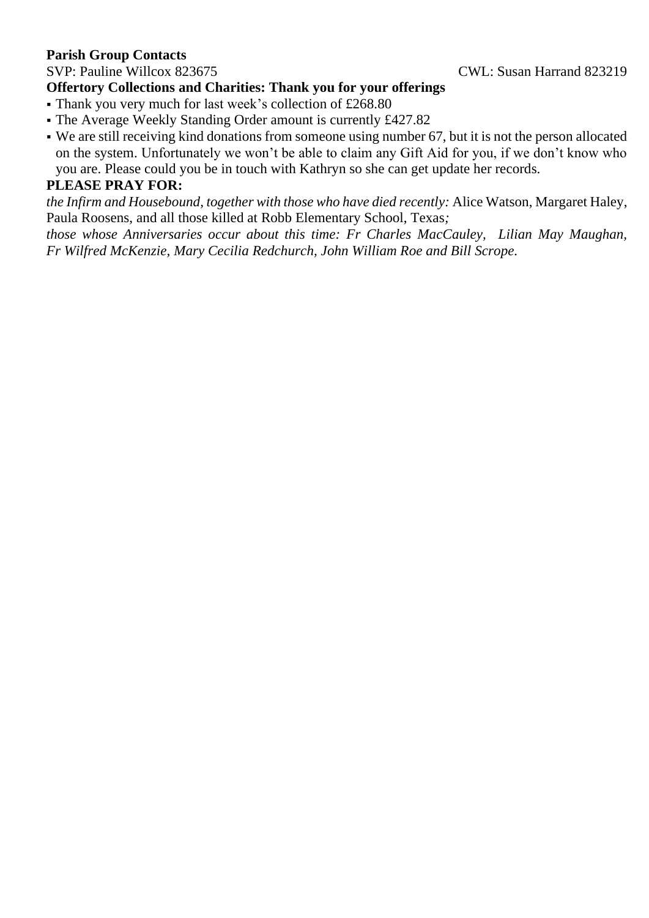**Parish Group Contacts**

SVP: Pauline Willcox 823675 CWL: Susan Harrand 823219

**Offertory Collections and Charities: Thank you for your offerings**

- Thank you very much for last week's collection of £268.80
- The Average Weekly Standing Order amount is currently £427.82
- We are still receiving kind donations from someone using number 67, but it is not the person allocated on the system. Unfortunately we won't be able to claim any Gift Aid for you, if we don't know who you are. Please could you be in touch with Kathryn so she can get update her records.

**PLEASE PRAY FOR:**

*the Infirm and Housebound, together with those who have died recently:* Alice Watson, Margaret Haley, Paula Roosens, and all those killed at Robb Elementary School, Texas*;*

*those whose Anniversaries occur about this time: Fr Charles MacCauley, Lilian May Maughan, Fr Wilfred McKenzie, Mary Cecilia Redchurch, John William Roe and Bill Scrope.*